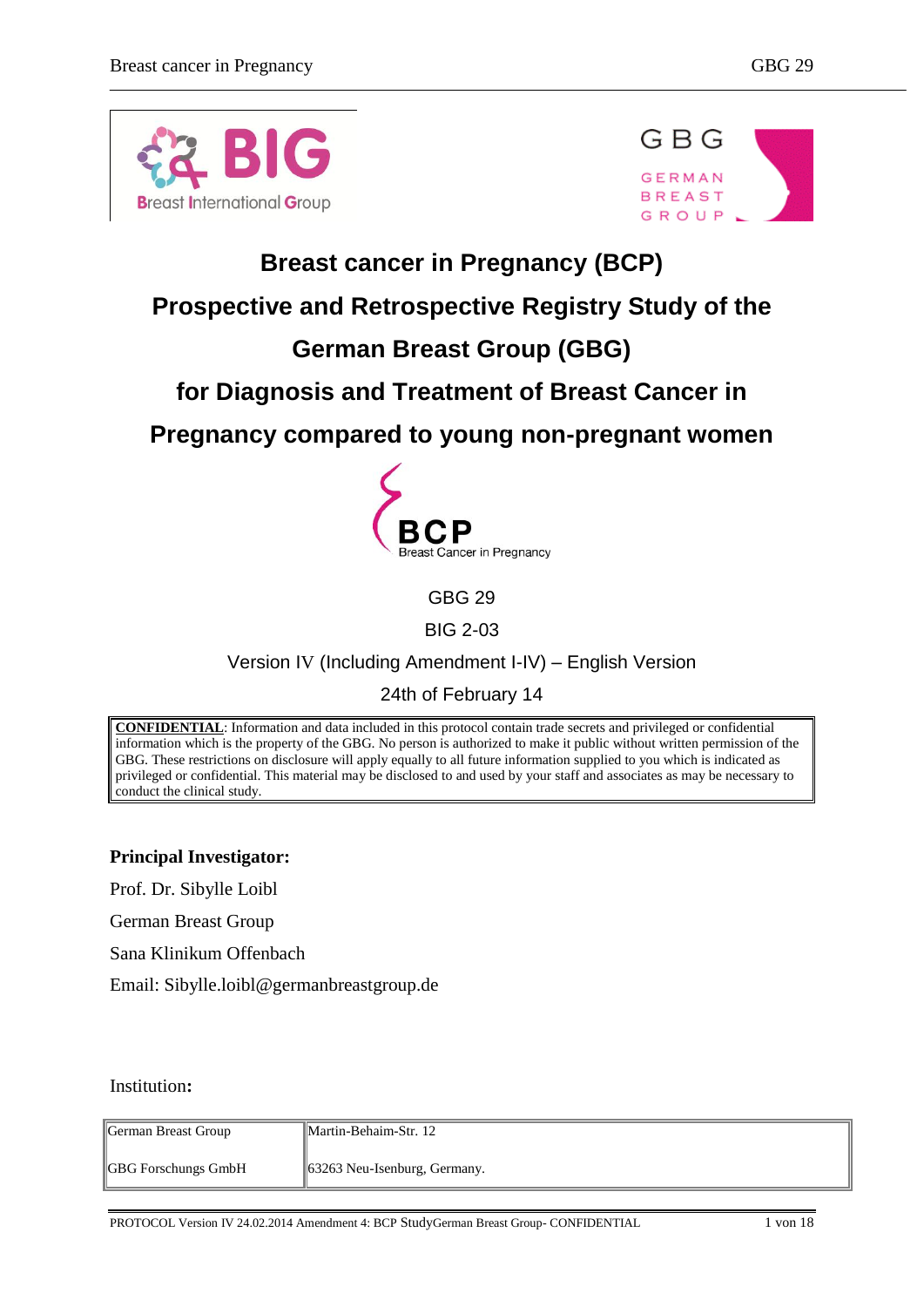# Breast cancer in Pregnancy (BCP)

# Prospective and Retrospective Registry Study of the German Breast Group (GBG) for Diagnosis and Treatment of Breast Cancer in Pregnancy compared to young non-pregnant women

GBG 29

BIG 2-03

Version IV (Including Amendment I-IV) – English Version

24th of February 14

**CONFIDENTIAL**: Information and data included in this protocol contain trade secrets and privileged or confidential information which is the property of the GBG. No person is authorized to make it public without written permission of the GBG. These restrictions on disclosure will apply equally to all future information supplied to you which is indicated as privileged or confidential. This material may be disclosed to and used by your staff and associates as may be necessary to conduct the clinical study.

**Principal Investigator:**

Prof. Dr. Sibylle Loibl

German Breast Group

Sana Klinikum Offenbach

Email: Sibylle.loibl@germanbreastgroup.de

Institution**:**

| | |
|---|---|
| German Breast Group | Martin-Behaim-Str. 12 |
| GBG Forschungs GmbH | 63263 Neu-Isenburg, Germany. |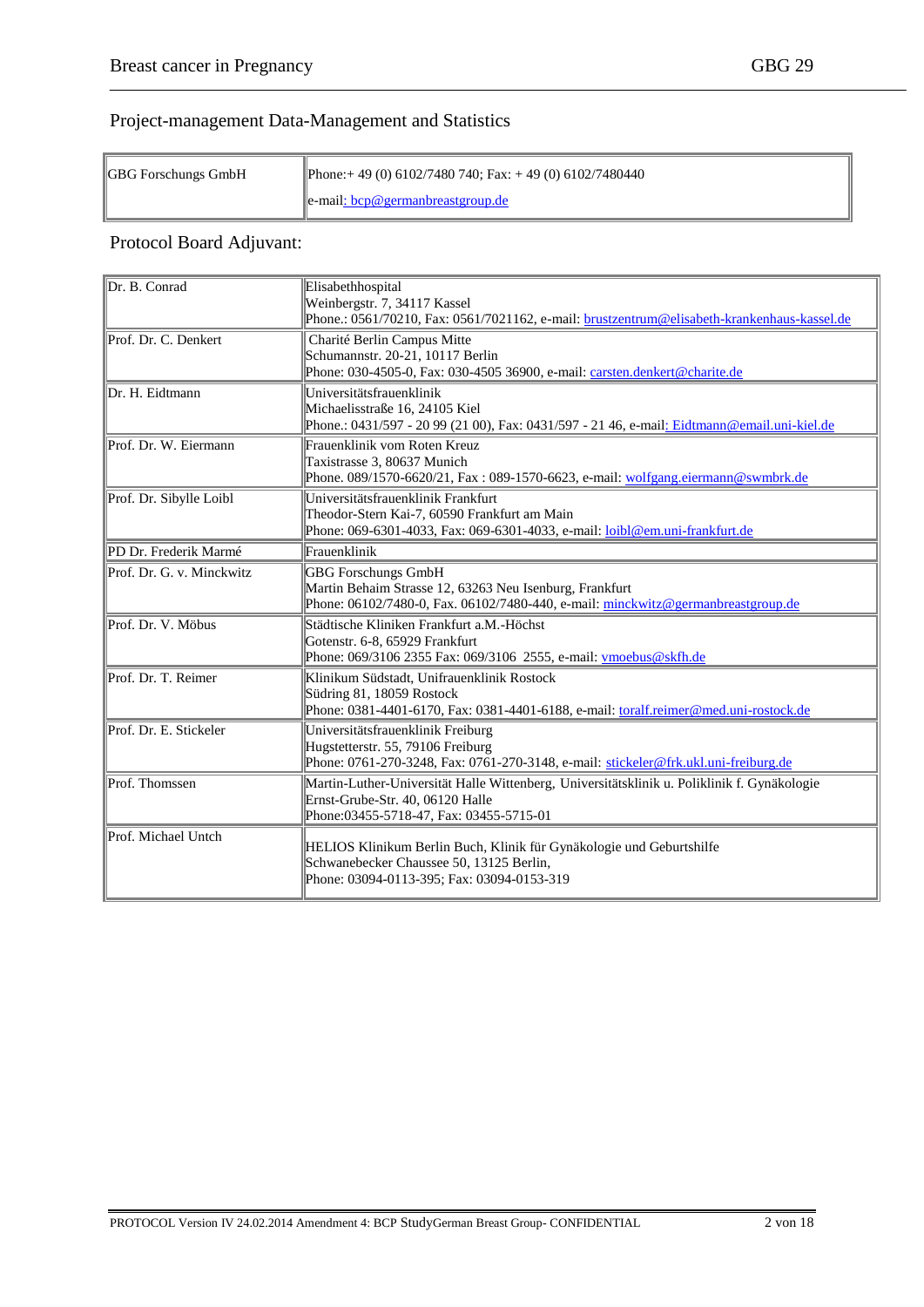## Project-management Data-Management and Statistics

| GBG Forschungs GmbH | Phone:+ 49 (0) 6102/7480 740; Fax: + 49 (0) 6102/7480440<br>e-mail: bcp@germanbreastgroup.de |
|---|---|

## Protocol Board Adjuvant:

| | |
|---|---|
| Dr. B. Conrad | Elisabethhospital<br>Weinbergstr. 7, 34117 Kassel<br>Phone.: 0561/70210, Fax: 0561/7021162, e-mail: brustzentrum@elisabeth-krankenhaus-kassel.de |
| Prof. Dr. C. Denkert | Charité Berlin Campus Mitte<br>Schumannstr. 20-21, 10117 Berlin<br>Phone: 030-4505-0, Fax: 030-4505 36900, e-mail: carsten.denkert@charite.de |
| Dr. H. Eidtmann | Universitätsfrauenklinik<br>Michaelisstraße 16, 24105 Kiel<br>Phone.: 0431/597 - 20 99 (21 00), Fax: 0431/597 - 21 46, e-mail: Eidtmann@email.uni-kiel.de |
| Prof. Dr. W. Eiermann | Frauenklinik vom Roten Kreuz<br>Taxistrasse 3, 80637 Munich<br>Phone. 089/1570-6620/21, Fax : 089-1570-6623, e-mail: wolfgang.eiermann@swmbrk.de |
| Prof. Dr. Sibylle Loibl | Universitätsfrauenklinik Frankfurt<br>Theodor-Stern Kai-7, 60590 Frankfurt am Main<br>Phone: 069-6301-4033, Fax: 069-6301-4033, e-mail: loibl@em.uni-frankfurt.de |
| PD Dr. Frederik Marmé | Frauenklinik |
| Prof. Dr. G. v. Minckwitz | GBG Forschungs GmbH<br>Martin Behaim Strasse 12, 63263 Neu Isenburg, Frankfurt<br>Phone: 06102/7480-0, Fax. 06102/7480-440, e-mail: minckwitz@germanbreastgroup.de |
| Prof. Dr. V. Möbus | Städtische Kliniken Frankfurt a.M.-Höchst<br>Gotenstr. 6-8, 65929 Frankfurt<br>Phone: 069/3106 2355 Fax: 069/3106 2555, e-mail: vmoebus@skfh.de |
| Prof. Dr. T. Reimer | Klinikum Südstadt, Unifrauenklinik Rostock<br>Südring 81, 18059 Rostock<br>Phone: 0381-4401-6170, Fax: 0381-4401-6188, e-mail: toralf.reimer@med.uni-rostock.de |
| Prof. Dr. E. Stickeler | Universitätsfrauenklinik Freiburg<br>Hugstetterstr. 55, 79106 Freiburg<br>Phone: 0761-270-3248, Fax: 0761-270-3148, e-mail: stickeler@frk.ukl.uni-freiburg.de |
| Prof. Thomssen | Martin-Luther-Universität Halle Wittenberg, Universitätsklinik u. Poliklinik f. Gynäkologie<br>Ernst-Grube-Str. 40, 06120 Halle<br>Phone:03455-5718-47, Fax: 03455-5715-01 |
| Prof. Michael Untch | HELIOS Klinikum Berlin Buch, Klinik für Gynäkologie und Geburtshilfe<br>Schwanebecker Chaussee 50, 13125 Berlin,<br>Phone: 03094-0113-395; Fax: 03094-0153-319 |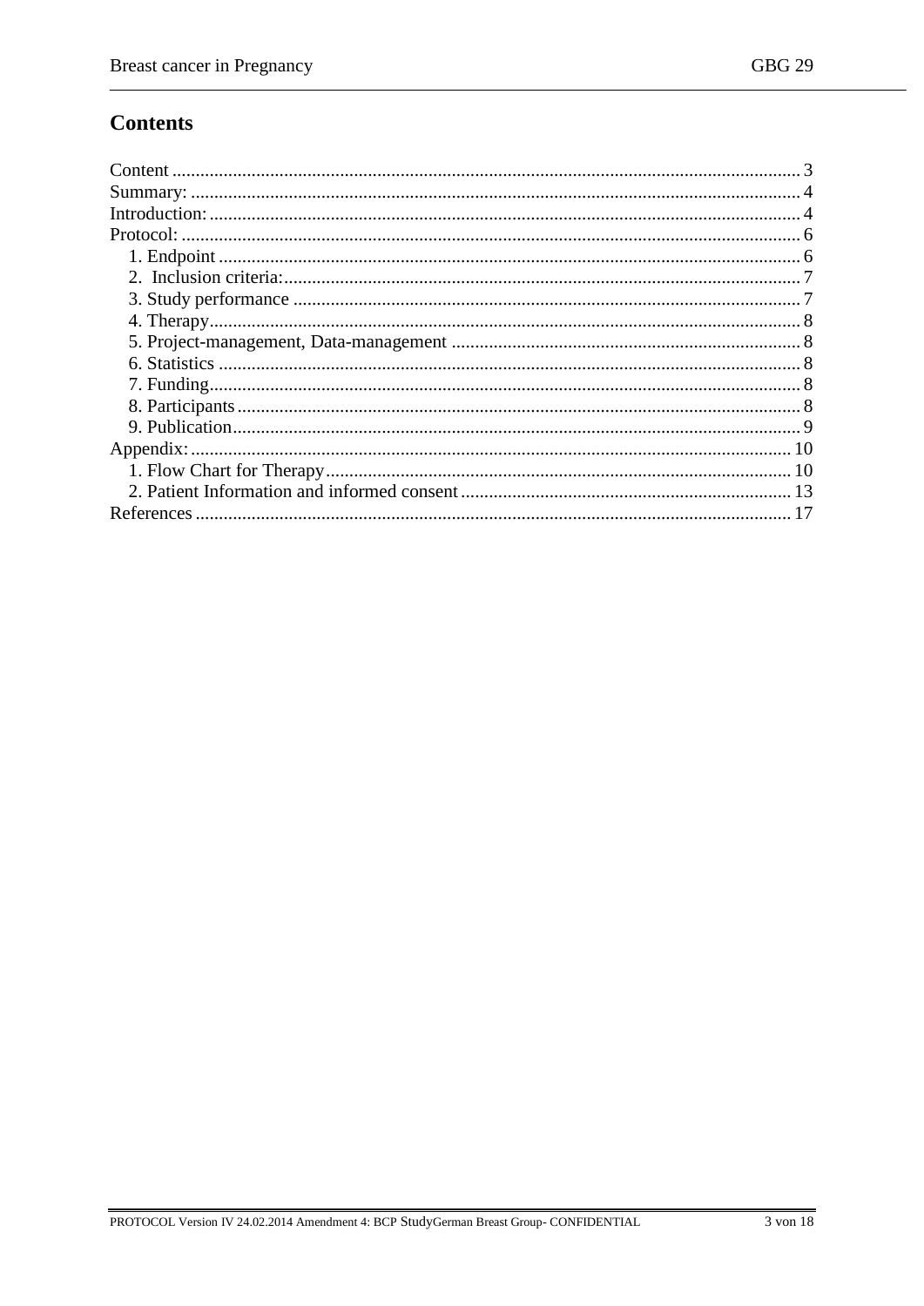## Contents

Content ..................................................................................................................................... 3
Summary: .................................................................................................................................. 4
Introduction: .............................................................................................................................. 4
Protocol: .................................................................................................................................... 6
  1. Endpoint ............................................................................................................................ 6
  2.  Inclusion criteria: .............................................................................................................. 7
  3. Study performance ............................................................................................................ 7
  4. Therapy .............................................................................................................................. 8
  5. Project-management, Data-management ........................................................................... 8
  6. Statistics ............................................................................................................................ 8
  7. Funding .............................................................................................................................. 8
  8. Participants ........................................................................................................................ 8
  9. Publication ......................................................................................................................... 9
Appendix: ................................................................................................................................ 10
  1. Flow Chart for Therapy .................................................................................................... 10
  2. Patient Information and informed consent ....................................................................... 13
References ............................................................................................................................... 17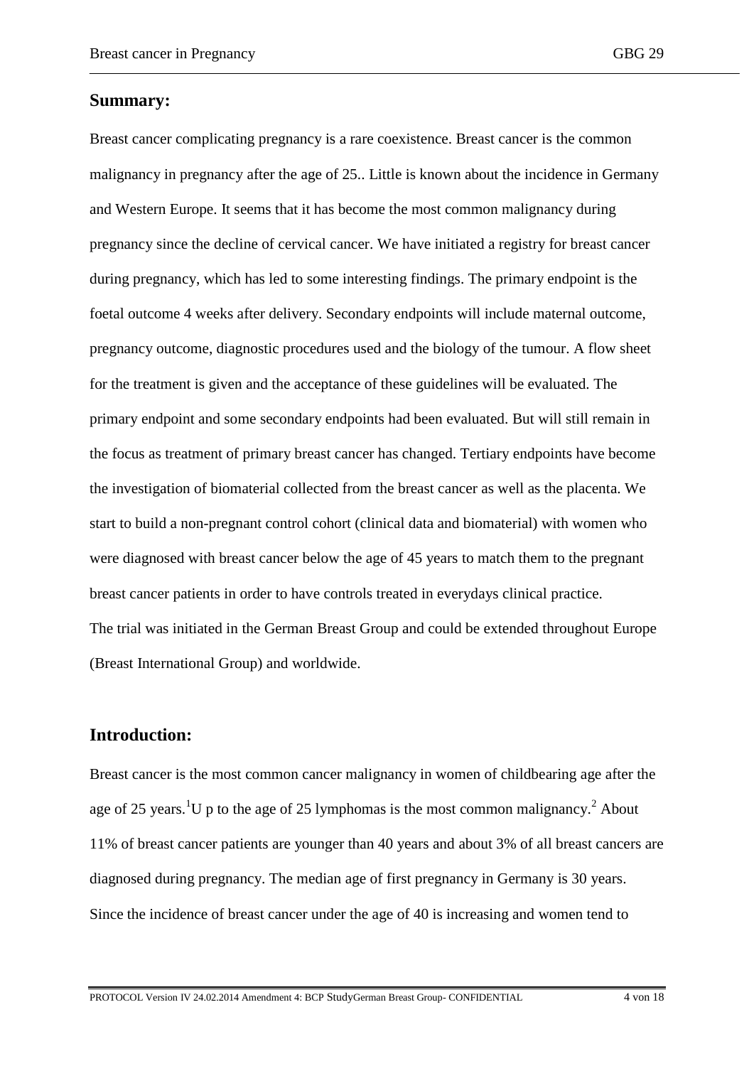## Summary:

Breast cancer complicating pregnancy is a rare coexistence. Breast cancer is the common malignancy in pregnancy after the age of 25.. Little is known about the incidence in Germany and Western Europe. It seems that it has become the most common malignancy during pregnancy since the decline of cervical cancer. We have initiated a registry for breast cancer during pregnancy, which has led to some interesting findings. The primary endpoint is the foetal outcome 4 weeks after delivery. Secondary endpoints will include maternal outcome, pregnancy outcome, diagnostic procedures used and the biology of the tumour. A flow sheet for the treatment is given and the acceptance of these guidelines will be evaluated. The primary endpoint and some secondary endpoints had been evaluated. But will still remain in the focus as treatment of primary breast cancer has changed. Tertiary endpoints have become the investigation of biomaterial collected from the breast cancer as well as the placenta. We start to build a non-pregnant control cohort (clinical data and biomaterial) with women who were diagnosed with breast cancer below the age of 45 years to match them to the pregnant breast cancer patients in order to have controls treated in everydays clinical practice.
The trial was initiated in the German Breast Group and could be extended throughout Europe (Breast International Group) and worldwide.

## Introduction:

Breast cancer is the most common cancer malignancy in women of childbearing age after the age of 25 years.[1]U p to the age of 25 lymphomas is the most common malignancy.[2] About 11% of breast cancer patients are younger than 40 years and about 3% of all breast cancers are diagnosed during pregnancy. The median age of first pregnancy in Germany is 30 years. Since the incidence of breast cancer under the age of 40 is increasing and women tend to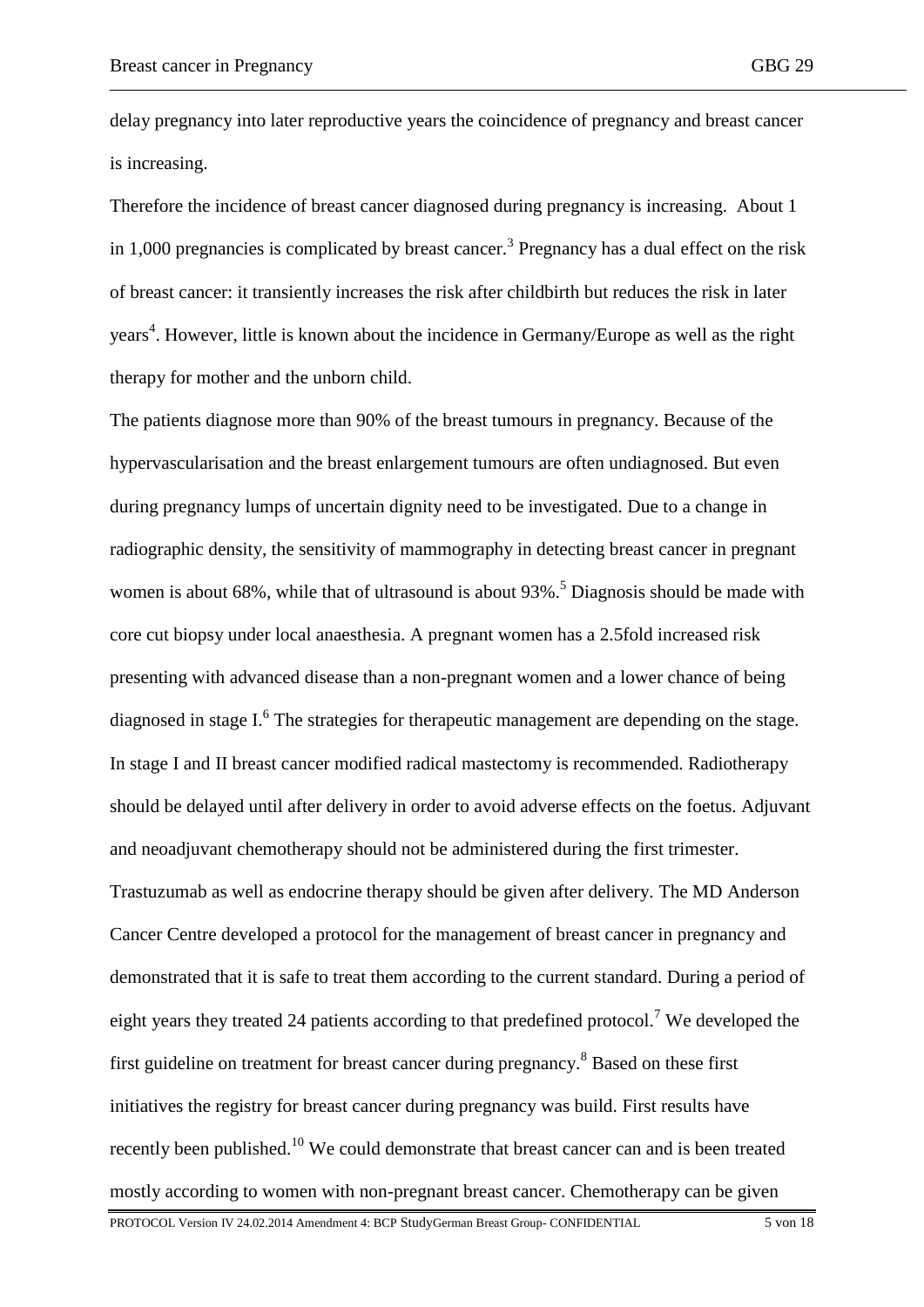delay pregnancy into later reproductive years the coincidence of pregnancy and breast cancer is increasing.

Therefore the incidence of breast cancer diagnosed during pregnancy is increasing. About 1 in 1,000 pregnancies is complicated by breast cancer.[3] Pregnancy has a dual effect on the risk of breast cancer: it transiently increases the risk after childbirth but reduces the risk in later years[4]. However, little is known about the incidence in Germany/Europe as well as the right therapy for mother and the unborn child.

The patients diagnose more than 90% of the breast tumours in pregnancy. Because of the hypervascularisation and the breast enlargement tumours are often undiagnosed. But even during pregnancy lumps of uncertain dignity need to be investigated. Due to a change in radiographic density, the sensitivity of mammography in detecting breast cancer in pregnant women is about 68%, while that of ultrasound is about 93%.[5] Diagnosis should be made with core cut biopsy under local anaesthesia. A pregnant women has a 2.5fold increased risk presenting with advanced disease than a non-pregnant women and a lower chance of being diagnosed in stage I.[6] The strategies for therapeutic management are depending on the stage. In stage I and II breast cancer modified radical mastectomy is recommended. Radiotherapy should be delayed until after delivery in order to avoid adverse effects on the foetus. Adjuvant and neoadjuvant chemotherapy should not be administered during the first trimester. Trastuzumab as well as endocrine therapy should be given after delivery. The MD Anderson Cancer Centre developed a protocol for the management of breast cancer in pregnancy and demonstrated that it is safe to treat them according to the current standard. During a period of eight years they treated 24 patients according to that predefined protocol.[7] We developed the first guideline on treatment for breast cancer during pregnancy.[8] Based on these first initiatives the registry for breast cancer during pregnancy was build. First results have recently been published.[10] We could demonstrate that breast cancer can and is been treated mostly according to women with non-pregnant breast cancer. Chemotherapy can be given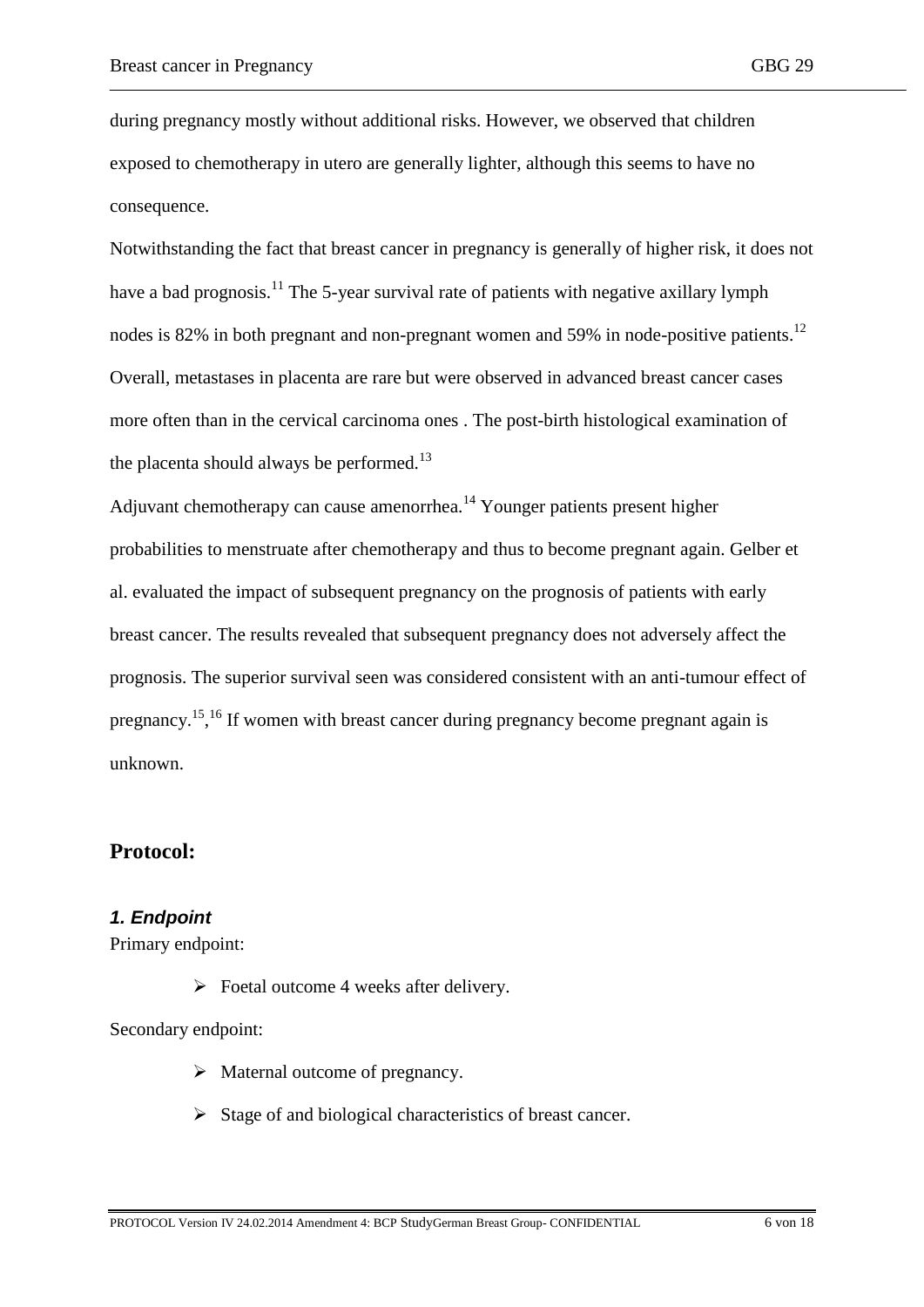during pregnancy mostly without additional risks. However, we observed that children exposed to chemotherapy in utero are generally lighter, although this seems to have no consequence.

Notwithstanding the fact that breast cancer in pregnancy is generally of higher risk, it does not have a bad prognosis.[11] The 5-year survival rate of patients with negative axillary lymph nodes is 82% in both pregnant and non-pregnant women and 59% in node-positive patients.[12] Overall, metastases in placenta are rare but were observed in advanced breast cancer cases more often than in the cervical carcinoma ones . The post-birth histological examination of the placenta should always be performed.[13]

Adjuvant chemotherapy can cause amenorrhea.[14] Younger patients present higher probabilities to menstruate after chemotherapy and thus to become pregnant again. Gelber et al. evaluated the impact of subsequent pregnancy on the prognosis of patients with early breast cancer. The results revealed that subsequent pregnancy does not adversely affect the prognosis. The superior survival seen was considered consistent with an anti-tumour effect of pregnancy.[15],[16] If women with breast cancer during pregnancy become pregnant again is unknown.

## Protocol:

### *1. Endpoint*

Primary endpoint:

- Foetal outcome 4 weeks after delivery.

Secondary endpoint:

- Maternal outcome of pregnancy.
- Stage of and biological characteristics of breast cancer.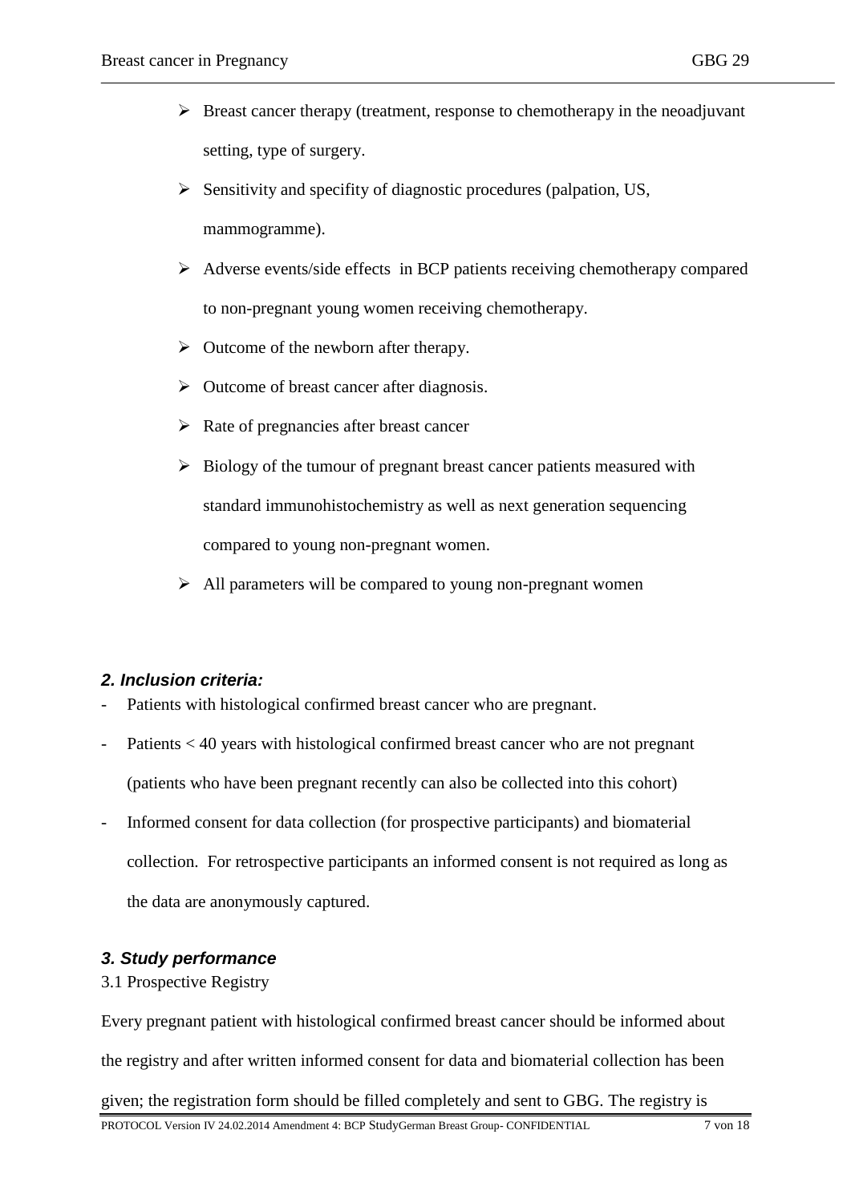- Breast cancer therapy (treatment, response to chemotherapy in the neoadjuvant setting, type of surgery.
- Sensitivity and specifity of diagnostic procedures (palpation, US, mammogramme).
- Adverse events/side effects in BCP patients receiving chemotherapy compared to non-pregnant young women receiving chemotherapy.
- Outcome of the newborn after therapy.
- Outcome of breast cancer after diagnosis.
- Rate of pregnancies after breast cancer
- Biology of the tumour of pregnant breast cancer patients measured with standard immunohistochemistry as well as next generation sequencing compared to young non-pregnant women.
- All parameters will be compared to young non-pregnant women

## *2. Inclusion criteria:*

- Patients with histological confirmed breast cancer who are pregnant.
- Patients < 40 years with histological confirmed breast cancer who are not pregnant (patients who have been pregnant recently can also be collected into this cohort)
- Informed consent for data collection (for prospective participants) and biomaterial collection. For retrospective participants an informed consent is not required as long as the data are anonymously captured.

## *3. Study performance*

3.1 Prospective Registry

Every pregnant patient with histological confirmed breast cancer should be informed about the registry and after written informed consent for data and biomaterial collection has been given; the registration form should be filled completely and sent to GBG. The registry is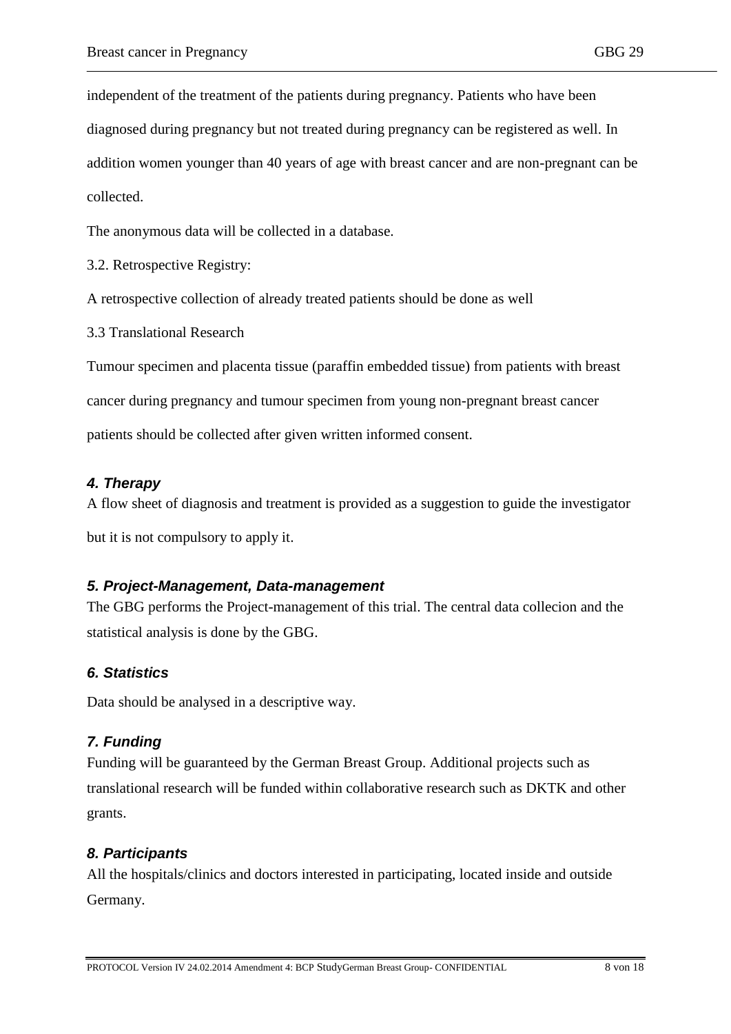independent of the treatment of the patients during pregnancy. Patients who have been diagnosed during pregnancy but not treated during pregnancy can be registered as well. In addition women younger than 40 years of age with breast cancer and are non-pregnant can be collected.

The anonymous data will be collected in a database.

3.2. Retrospective Registry:

A retrospective collection of already treated patients should be done as well

3.3 Translational Research

Tumour specimen and placenta tissue (paraffin embedded tissue) from patients with breast cancer during pregnancy and tumour specimen from young non-pregnant breast cancer patients should be collected after given written informed consent.

### *4. Therapy*

A flow sheet of diagnosis and treatment is provided as a suggestion to guide the investigator but it is not compulsory to apply it.

### *5. Project-Management, Data-management*

The GBG performs the Project-management of this trial. The central data collecion and the statistical analysis is done by the GBG.

### *6. Statistics*

Data should be analysed in a descriptive way.

### *7. Funding*

Funding will be guaranteed by the German Breast Group. Additional projects such as translational research will be funded within collaborative research such as DKTK and other grants.

### *8. Participants*

All the hospitals/clinics and doctors interested in participating, located inside and outside Germany.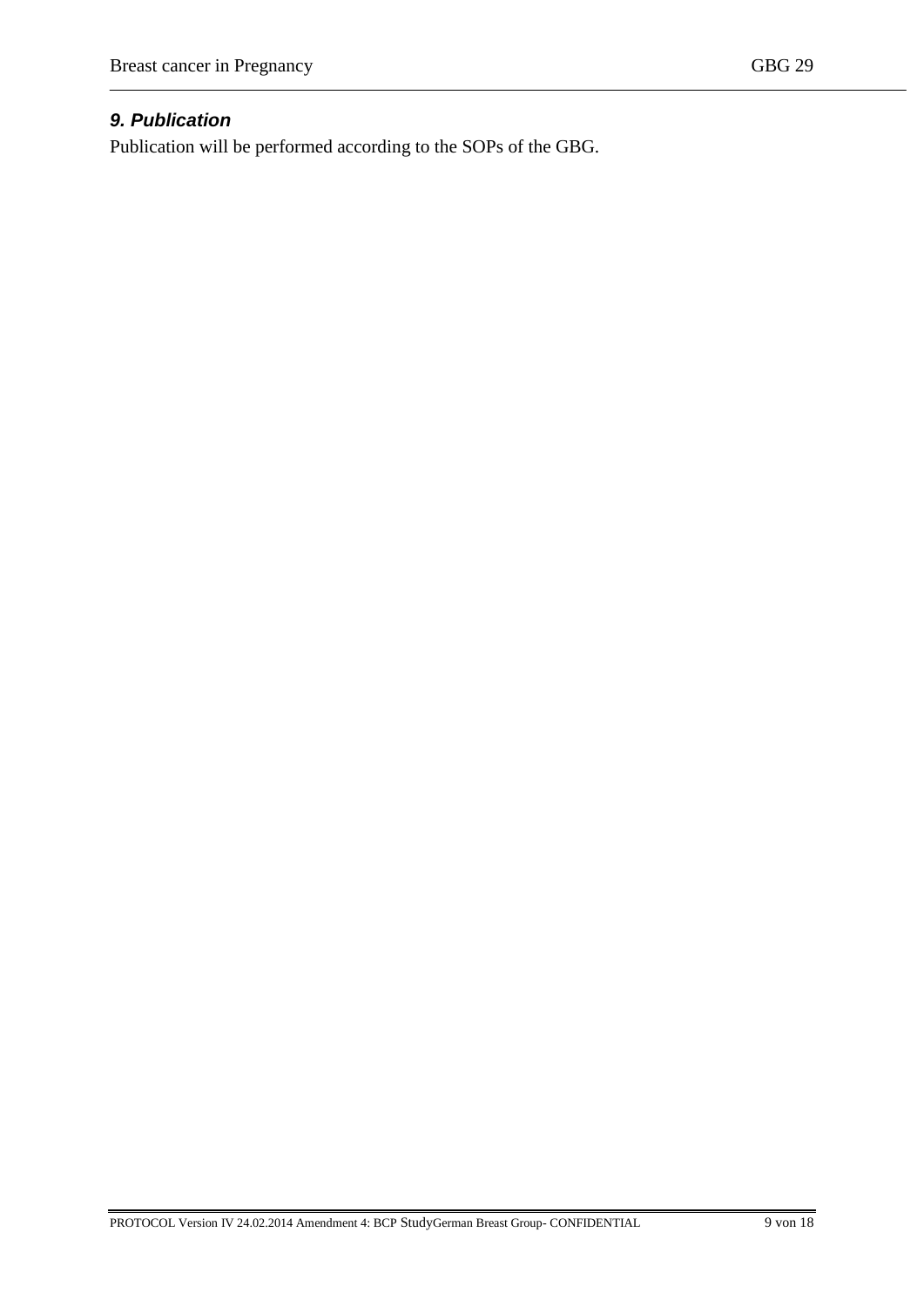## *9. Publication*

Publication will be performed according to the SOPs of the GBG.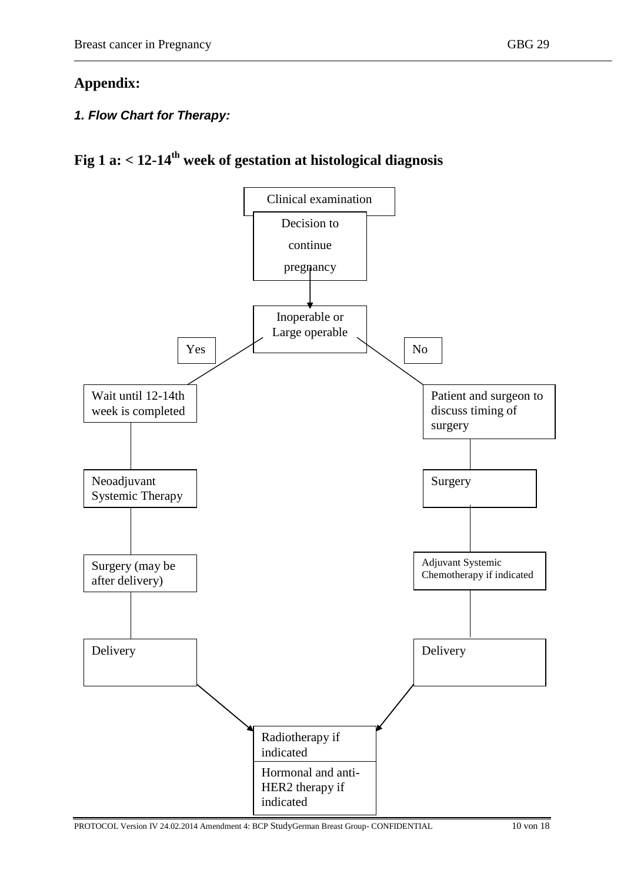## Appendix:

### *1. Flow Chart for Therapy:*

## Fig 1 a: < 12-14th week of gestation at histological diagnosis

Clinical examination

Decision to continue pregnancy

↓

Inoperable or Large operable

**Yes:**

- Wait until 12-14th week is completed
- Neoadjuvant Systemic Therapy
- Surgery (may be after delivery)
- Delivery

**No:**

- Patient and surgeon to discuss timing of surgery
- Surgery
- Adjuvant Systemic Chemotherapy if indicated
- Delivery

**Both paths lead to:**

- Radiotherapy if indicated
- Hormonal and anti-HER2 therapy if indicated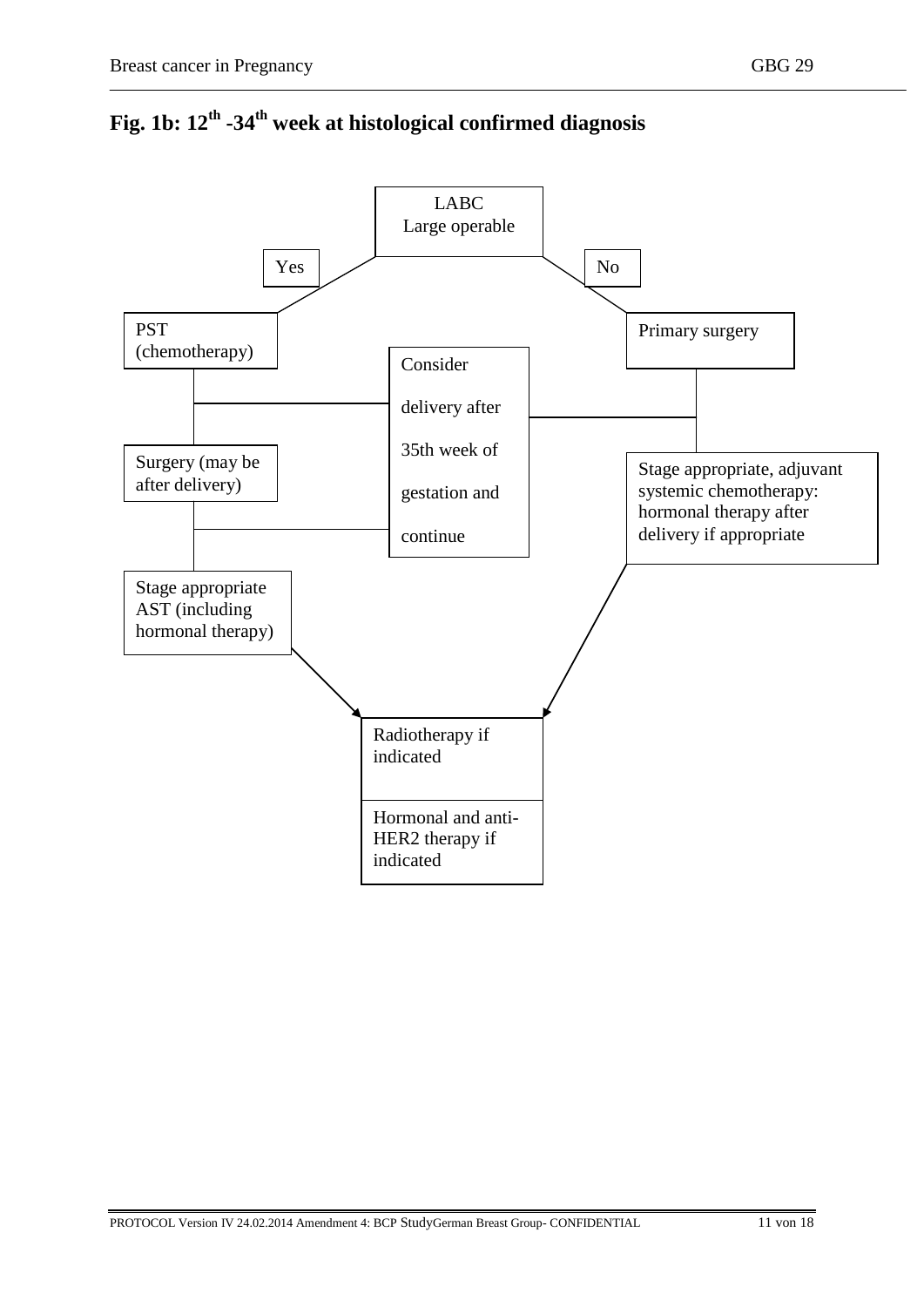## Fig. 1b: 12th -34th week at histological confirmed diagnosis

LABC
Large operable

Yes

No

PST
(chemotherapy)

Primary surgery

Consider

delivery after

35th week of

gestation and

continue

Surgery (may be after delivery)

Stage appropriate, adjuvant systemic chemotherapy: hormonal therapy after delivery if appropriate

Stage appropriate AST (including hormonal therapy)

Radiotherapy if indicated

Hormonal and anti-HER2 therapy if indicated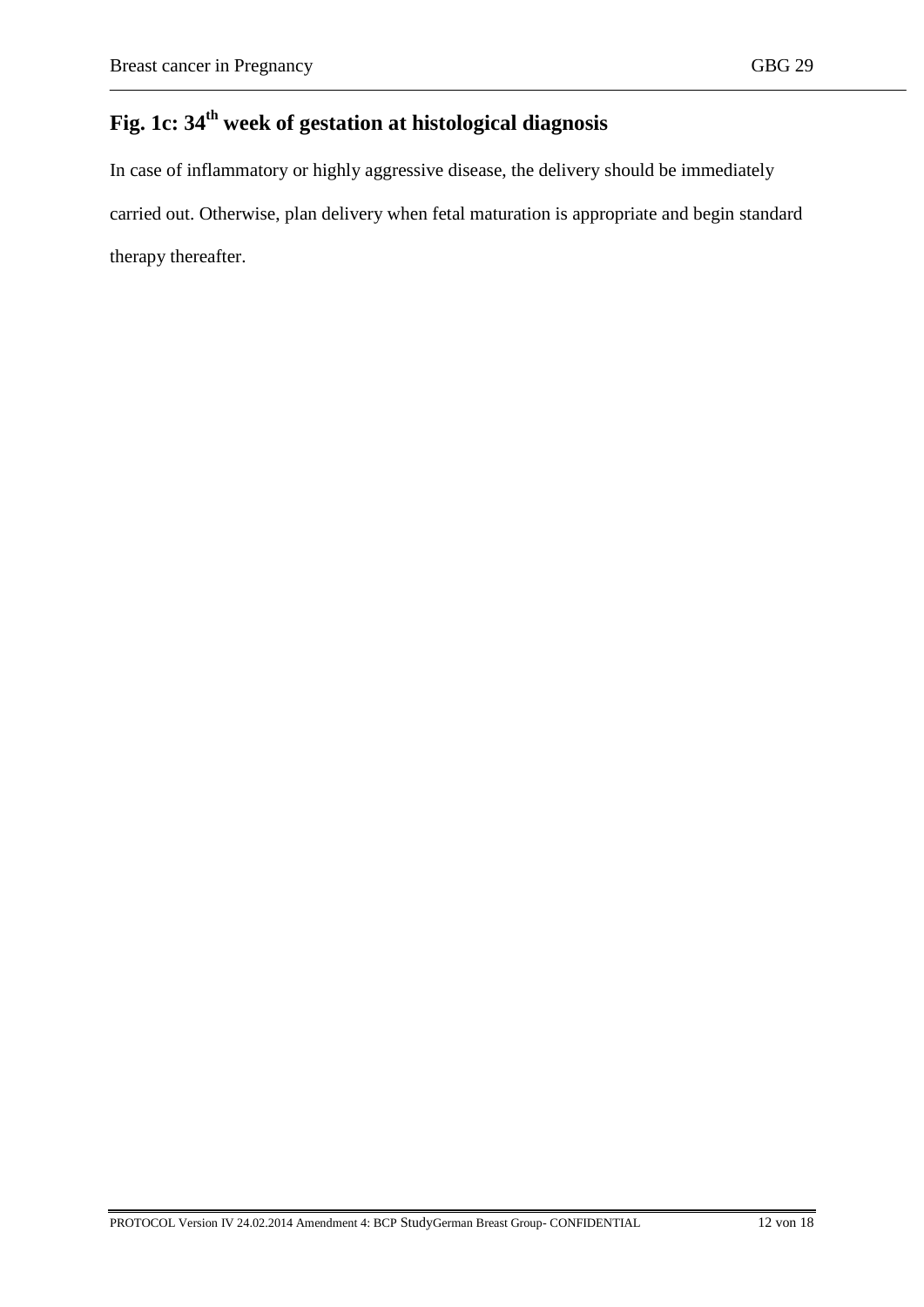# Fig. 1c: 34th week of gestation at histological diagnosis

In case of inflammatory or highly aggressive disease, the delivery should be immediately carried out. Otherwise, plan delivery when fetal maturation is appropriate and begin standard therapy thereafter.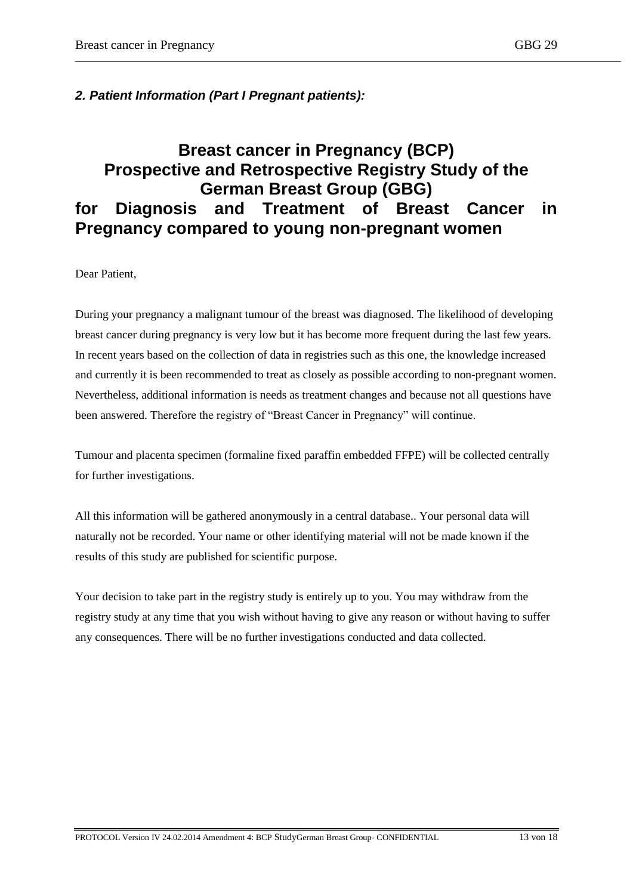### *2. Patient Information (Part I Pregnant patients):*

# Breast cancer in Pregnancy (BCP) Prospective and Retrospective Registry Study of the German Breast Group (GBG) for Diagnosis and Treatment of Breast Cancer in Pregnancy compared to young non-pregnant women

Dear Patient,

During your pregnancy a malignant tumour of the breast was diagnosed. The likelihood of developing breast cancer during pregnancy is very low but it has become more frequent during the last few years. In recent years based on the collection of data in registries such as this one, the knowledge increased and currently it is been recommended to treat as closely as possible according to non-pregnant women. Nevertheless, additional information is needs as treatment changes and because not all questions have been answered. Therefore the registry of "Breast Cancer in Pregnancy" will continue.

Tumour and placenta specimen (formaline fixed paraffin embedded FFPE) will be collected centrally for further investigations.

All this information will be gathered anonymously in a central database.. Your personal data will naturally not be recorded. Your name or other identifying material will not be made known if the results of this study are published for scientific purpose.

Your decision to take part in the registry study is entirely up to you. You may withdraw from the registry study at any time that you wish without having to give any reason or without having to suffer any consequences. There will be no further investigations conducted and data collected.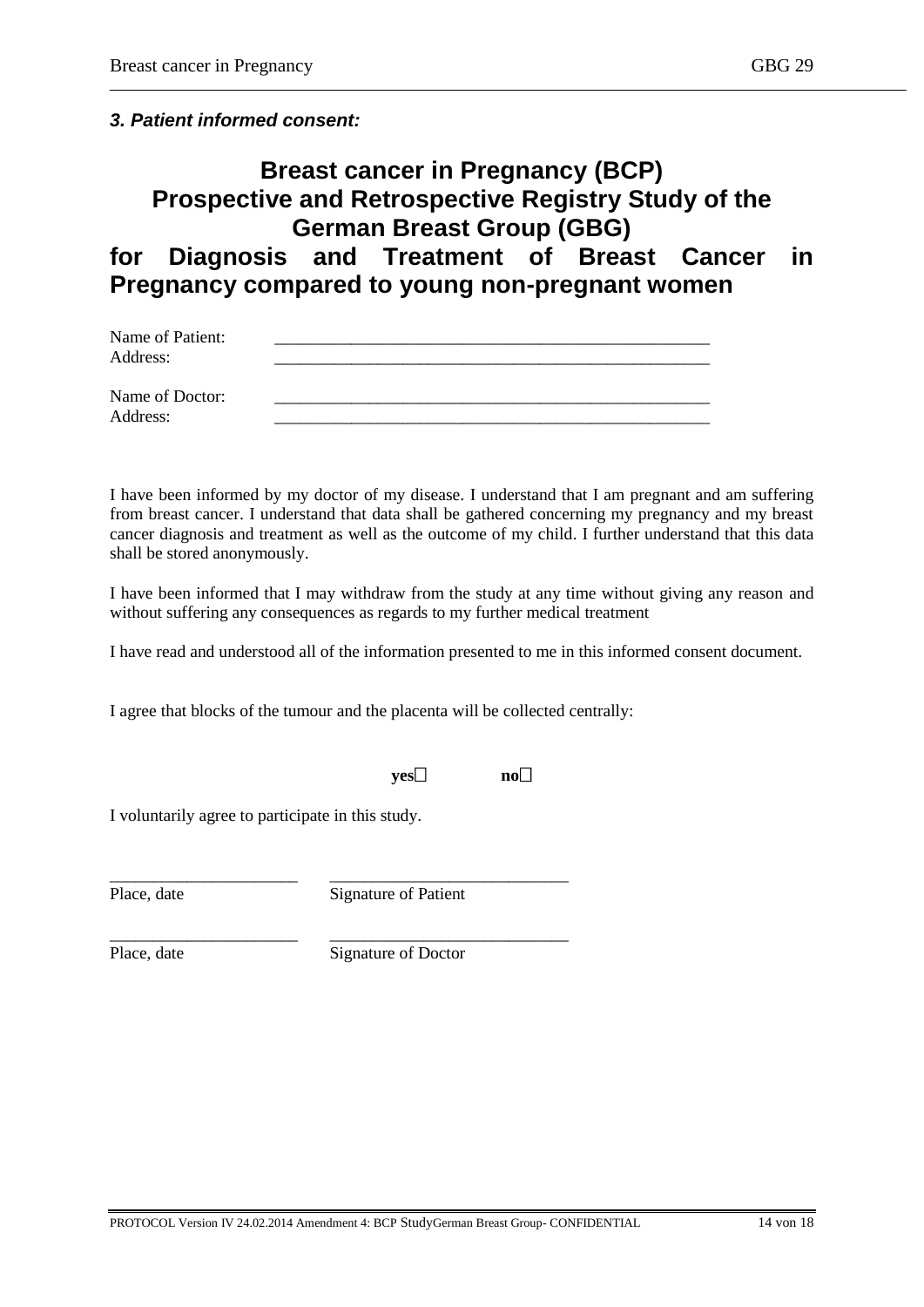### *3. Patient informed consent:*

# Breast cancer in Pregnancy (BCP) Prospective and Retrospective Registry Study of the German Breast Group (GBG) for Diagnosis and Treatment of Breast Cancer in Pregnancy compared to young non-pregnant women

Name of Patient: ____________________________________________________

Address: ____________________________________________________

Name of Doctor: ____________________________________________________

Address: ____________________________________________________

I have been informed by my doctor of my disease. I understand that I am pregnant and am suffering from breast cancer. I understand that data shall be gathered concerning my pregnancy and my breast cancer diagnosis and treatment as well as the outcome of my child. I further understand that this data shall be stored anonymously.

I have been informed that I may withdraw from the study at any time without giving any reason and without suffering any consequences as regards to my further medical treatment

I have read and understood all of the information presented to me in this informed consent document.

I agree that blocks of the tumour and the placenta will be collected centrally:

**yes**☐ **no**☐

I voluntarily agree to participate in this study.

______________________ ____________________________

Place, date Signature of Patient

______________________ ____________________________

Place, date Signature of Doctor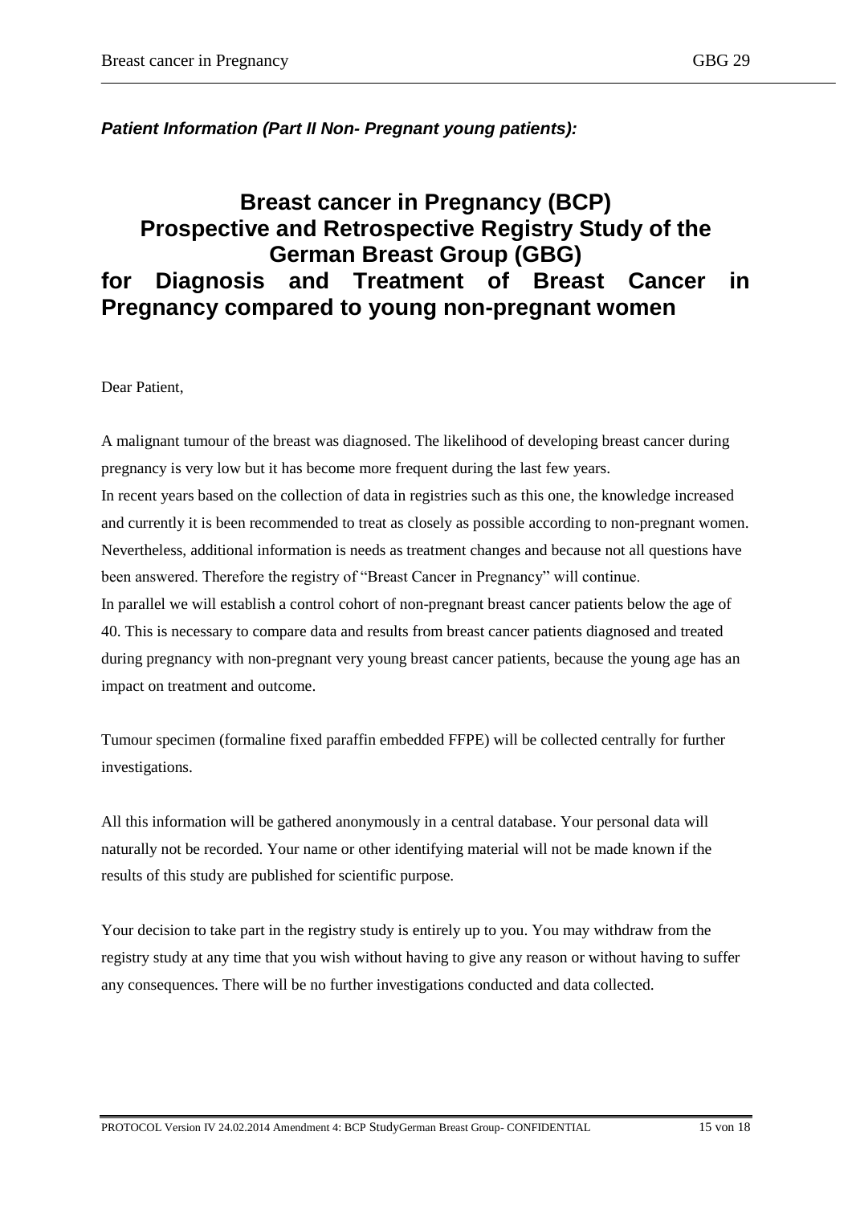***Patient Information (Part II Non- Pregnant young patients):***

# Breast cancer in Pregnancy (BCP) Prospective and Retrospective Registry Study of the German Breast Group (GBG) for Diagnosis and Treatment of Breast Cancer in Pregnancy compared to young non-pregnant women

Dear Patient,

A malignant tumour of the breast was diagnosed. The likelihood of developing breast cancer during pregnancy is very low but it has become more frequent during the last few years.
In recent years based on the collection of data in registries such as this one, the knowledge increased and currently it is been recommended to treat as closely as possible according to non-pregnant women. Nevertheless, additional information is needs as treatment changes and because not all questions have been answered. Therefore the registry of "Breast Cancer in Pregnancy" will continue.
In parallel we will establish a control cohort of non-pregnant breast cancer patients below the age of 40. This is necessary to compare data and results from breast cancer patients diagnosed and treated during pregnancy with non-pregnant very young breast cancer patients, because the young age has an impact on treatment and outcome.

Tumour specimen (formaline fixed paraffin embedded FFPE) will be collected centrally for further investigations.

All this information will be gathered anonymously in a central database. Your personal data will naturally not be recorded. Your name or other identifying material will not be made known if the results of this study are published for scientific purpose.

Your decision to take part in the registry study is entirely up to you. You may withdraw from the registry study at any time that you wish without having to give any reason or without having to suffer any consequences. There will be no further investigations conducted and data collected.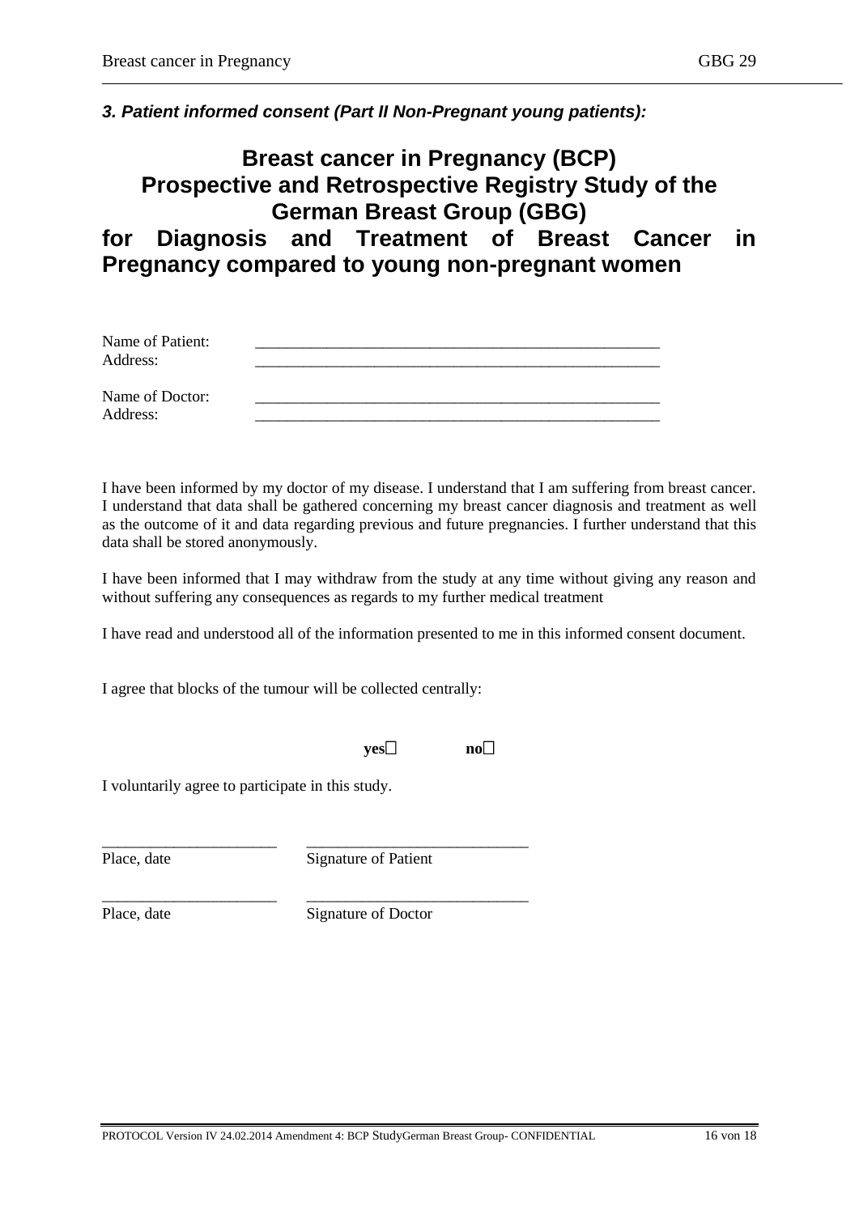### *3. Patient informed consent (Part II Non-Pregnant young patients):*

# Breast cancer in Pregnancy (BCP) Prospective and Retrospective Registry Study of the German Breast Group (GBG) for Diagnosis and Treatment of Breast Cancer in Pregnancy compared to young non-pregnant women

Name of Patient: \_\_\_\_\_\_\_\_\_\_\_\_\_\_\_\_\_\_\_\_\_\_\_\_\_\_\_\_\_\_\_\_\_\_\_\_\_\_\_\_\_\_\_\_\_\_\_\_\_\_\_

Address: \_\_\_\_\_\_\_\_\_\_\_\_\_\_\_\_\_\_\_\_\_\_\_\_\_\_\_\_\_\_\_\_\_\_\_\_\_\_\_\_\_\_\_\_\_\_\_\_\_\_\_

Name of Doctor: \_\_\_\_\_\_\_\_\_\_\_\_\_\_\_\_\_\_\_\_\_\_\_\_\_\_\_\_\_\_\_\_\_\_\_\_\_\_\_\_\_\_\_\_\_\_\_\_\_\_\_

Address: \_\_\_\_\_\_\_\_\_\_\_\_\_\_\_\_\_\_\_\_\_\_\_\_\_\_\_\_\_\_\_\_\_\_\_\_\_\_\_\_\_\_\_\_\_\_\_\_\_\_\_

I have been informed by my doctor of my disease. I understand that I am suffering from breast cancer. I understand that data shall be gathered concerning my breast cancer diagnosis and treatment as well as the outcome of it and data regarding previous and future pregnancies. I further understand that this data shall be stored anonymously.

I have been informed that I may withdraw from the study at any time without giving any reason and without suffering any consequences as regards to my further medical treatment

I have read and understood all of the information presented to me in this informed consent document.

I agree that blocks of the tumour will be collected centrally:

**yes**☐ **no**☐

I voluntarily agree to participate in this study.

\_\_\_\_\_\_\_\_\_\_\_\_\_\_\_\_\_\_\_\_\_\_ \_\_\_\_\_\_\_\_\_\_\_\_\_\_\_\_\_\_\_\_\_\_\_\_\_\_\_\_

Place, date Signature of Patient

\_\_\_\_\_\_\_\_\_\_\_\_\_\_\_\_\_\_\_\_\_\_ \_\_\_\_\_\_\_\_\_\_\_\_\_\_\_\_\_\_\_\_\_\_\_\_\_\_\_\_

Place, date Signature of Doctor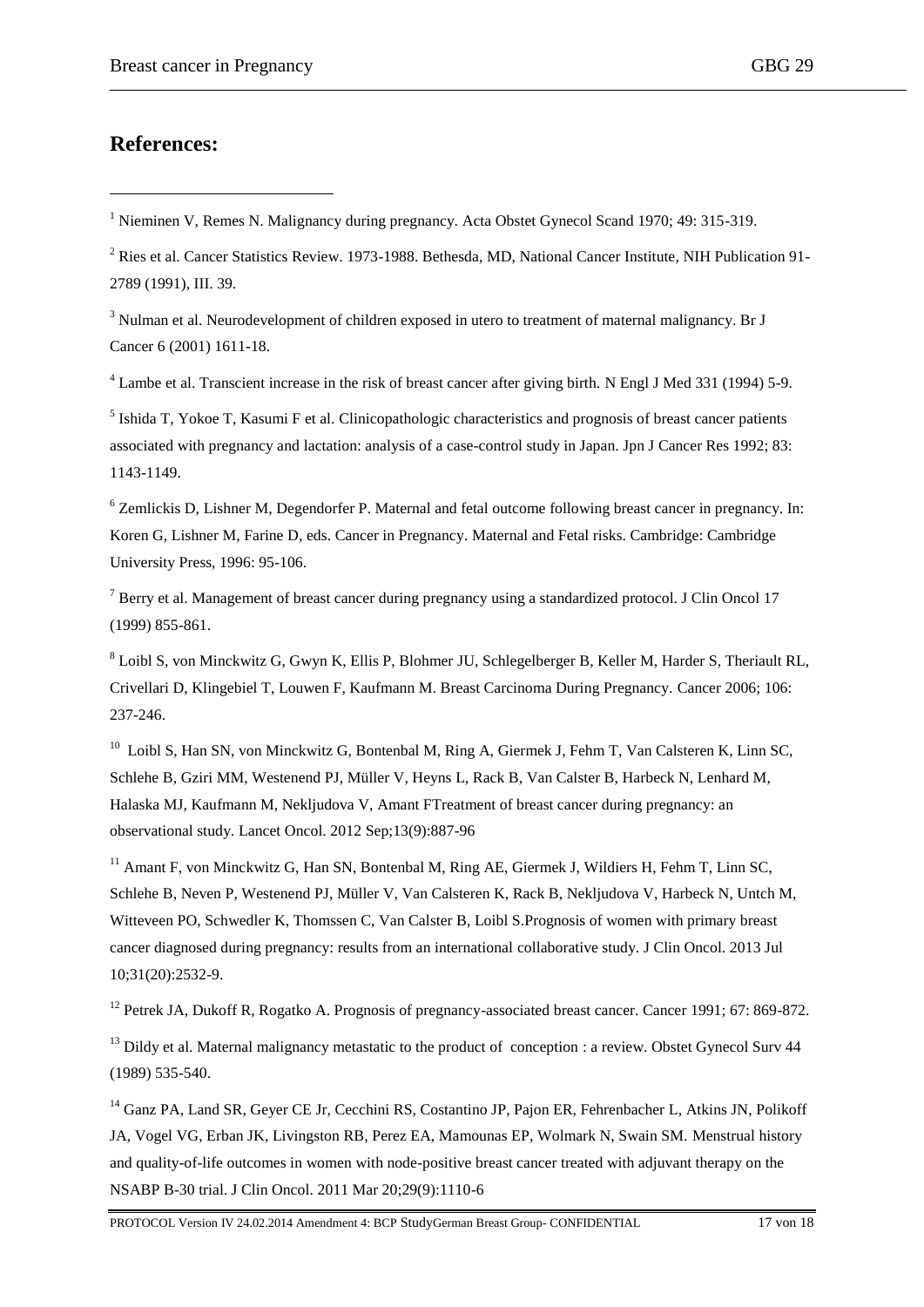## References:

[1] Nieminen V, Remes N. Malignancy during pregnancy. Acta Obstet Gynecol Scand 1970; 49: 315-319.

[2] Ries et al. Cancer Statistics Review. 1973-1988. Bethesda, MD, National Cancer Institute, NIH Publication 91-2789 (1991), III. 39.

[3] Nulman et al. Neurodevelopment of children exposed in utero to treatment of maternal malignancy. Br J Cancer 6 (2001) 1611-18.

[4] Lambe et al. Transcient increase in the risk of breast cancer after giving birth. N Engl J Med 331 (1994) 5-9.

[5] Ishida T, Yokoe T, Kasumi F et al. Clinicopathologic characteristics and prognosis of breast cancer patients associated with pregnancy and lactation: analysis of a case-control study in Japan. Jpn J Cancer Res 1992; 83: 1143-1149.

[6] Zemlickis D, Lishner M, Degendorfer P. Maternal and fetal outcome following breast cancer in pregnancy. In: Koren G, Lishner M, Farine D, eds. Cancer in Pregnancy. Maternal and Fetal risks. Cambridge: Cambridge University Press, 1996: 95-106.

[7] Berry et al. Management of breast cancer during pregnancy using a standardized protocol. J Clin Oncol 17 (1999) 855-861.

[8] Loibl S, von Minckwitz G, Gwyn K, Ellis P, Blohmer JU, Schlegelberger B, Keller M, Harder S, Theriault RL, Crivellari D, Klingebiel T, Louwen F, Kaufmann M. Breast Carcinoma During Pregnancy. Cancer 2006; 106: 237-246.

[10] Loibl S, Han SN, von Minckwitz G, Bontenbal M, Ring A, Giermek J, Fehm T, Van Calsteren K, Linn SC, Schlehe B, Gziri MM, Westenend PJ, Müller V, Heyns L, Rack B, Van Calster B, Harbeck N, Lenhard M, Halaska MJ, Kaufmann M, Nekljudova V, Amant FTreatment of breast cancer during pregnancy: an observational study. Lancet Oncol. 2012 Sep;13(9):887-96

[11] Amant F, von Minckwitz G, Han SN, Bontenbal M, Ring AE, Giermek J, Wildiers H, Fehm T, Linn SC, Schlehe B, Neven P, Westenend PJ, Müller V, Van Calsteren K, Rack B, Nekljudova V, Harbeck N, Untch M, Witteveen PO, Schwedler K, Thomssen C, Van Calster B, Loibl S.Prognosis of women with primary breast cancer diagnosed during pregnancy: results from an international collaborative study. J Clin Oncol. 2013 Jul 10;31(20):2532-9.

[12] Petrek JA, Dukoff R, Rogatko A. Prognosis of pregnancy-associated breast cancer. Cancer 1991; 67: 869-872.

[13] Dildy et al. Maternal malignancy metastatic to the product of conception : a review. Obstet Gynecol Surv 44 (1989) 535-540.

[14] Ganz PA, Land SR, Geyer CE Jr, Cecchini RS, Costantino JP, Pajon ER, Fehrenbacher L, Atkins JN, Polikoff JA, Vogel VG, Erban JK, Livingston RB, Perez EA, Mamounas EP, Wolmark N, Swain SM. Menstrual history and quality-of-life outcomes in women with node-positive breast cancer treated with adjuvant therapy on the NSABP B-30 trial. J Clin Oncol. 2011 Mar 20;29(9):1110-6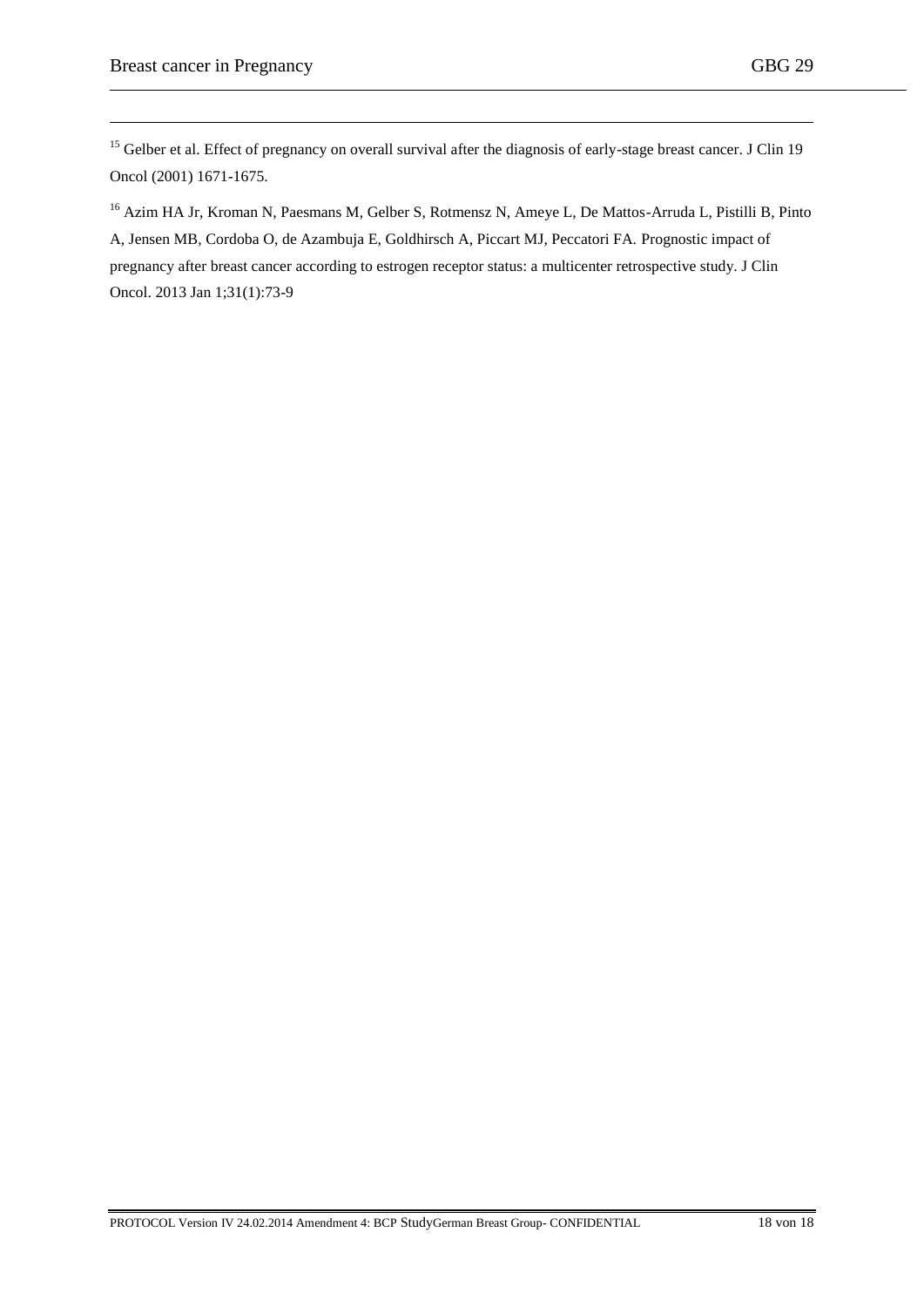[15] Gelber et al. Effect of pregnancy on overall survival after the diagnosis of early-stage breast cancer. J Clin 19 Oncol (2001) 1671-1675.

[16] Azim HA Jr, Kroman N, Paesmans M, Gelber S, Rotmensz N, Ameye L, De Mattos-Arruda L, Pistilli B, Pinto A, Jensen MB, Cordoba O, de Azambuja E, Goldhirsch A, Piccart MJ, Peccatori FA. Prognostic impact of pregnancy after breast cancer according to estrogen receptor status: a multicenter retrospective study. J Clin Oncol. 2013 Jan 1;31(1):73-9